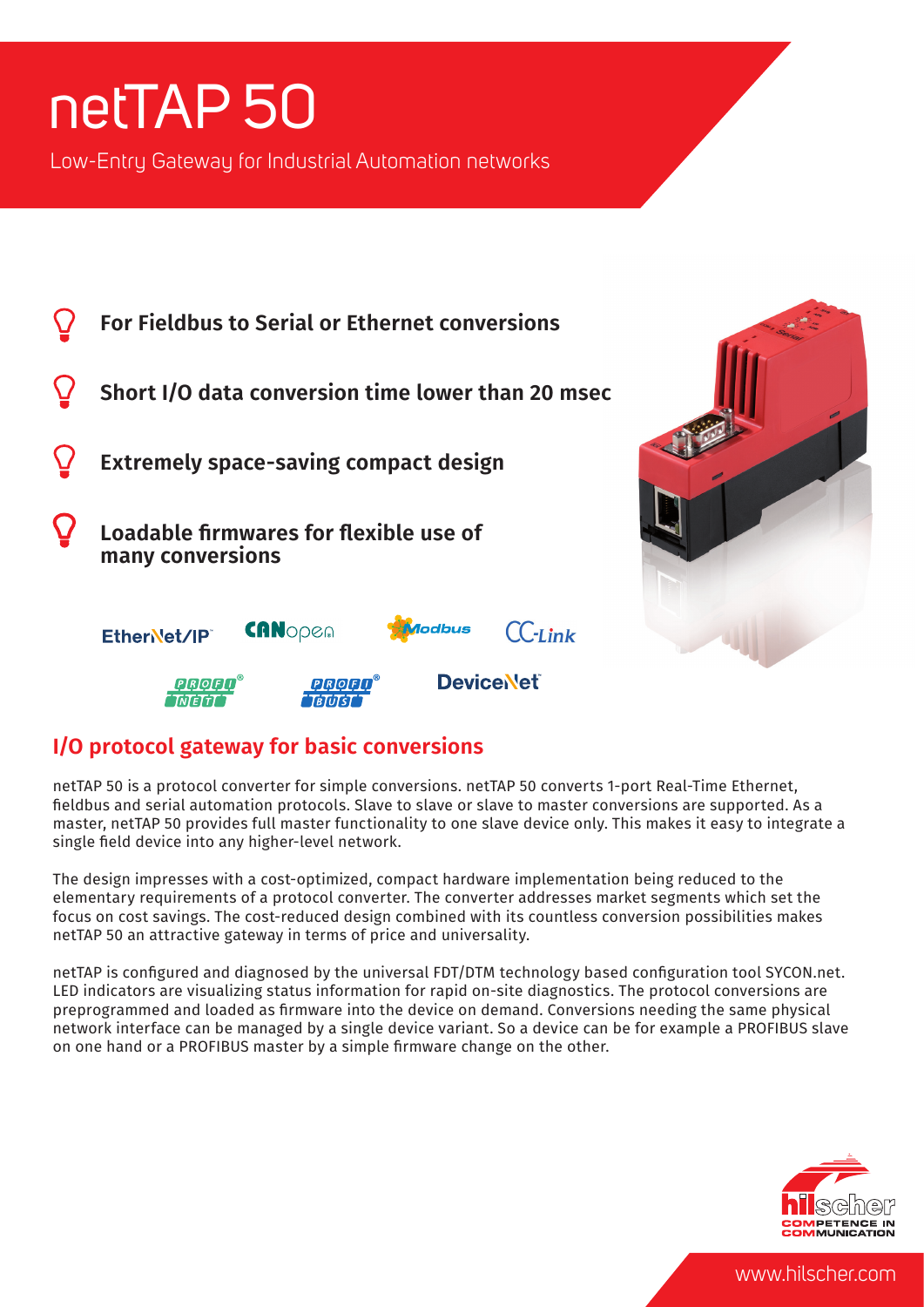# netTAP 50

Low-Entry Gateway for Industrial Automation networks

- **For Fieldbus to Serial or Ethernet conversions**
- **Short I/O data conversion time lower than 20 msec**
- **Extremely space-saving compact design**
- **Loadable firmwares for flexible use of many conversions**

EtherNet/IP CANopen Modbus CC-Link PROFINET PROFIBUS DeviceNet

## I/O protocol gateway for basic conversions

netTAP 50 is a protocol converter for simple conversions. netTAP 50 converts 1-port Real-Time Ethernet, fieldbus and serial automation protocols. Slave to slave or slave to master conversions are supported. As a master, netTAP 50 provides full master functionality to one slave device only. This makes it easy to integrate a single field device into any higher-level network.

The design impresses with a cost-optimized, compact hardware implementation being reduced to the elementary requirements of a protocol converter. The converter addresses market segments which set the focus on cost savings. The cost-reduced design combined with its countless conversion possibilities makes netTAP 50 an attractive gateway in terms of price and universality.

netTAP is configured and diagnosed by the universal FDT/DTM technology based configuration tool SYCON.net. LED indicators are visualizing status information for rapid on-site diagnostics. The protocol conversions are preprogrammed and loaded as firmware into the device on demand. Conversions needing the same physical network interface can be managed by a single device variant. So a device can be for example a PROFIBUS slave on one hand or a PROFIBUS master by a simple firmware change on the other.

hilscher COMPETENCE IN COMMUNICATION

www.hilscher.com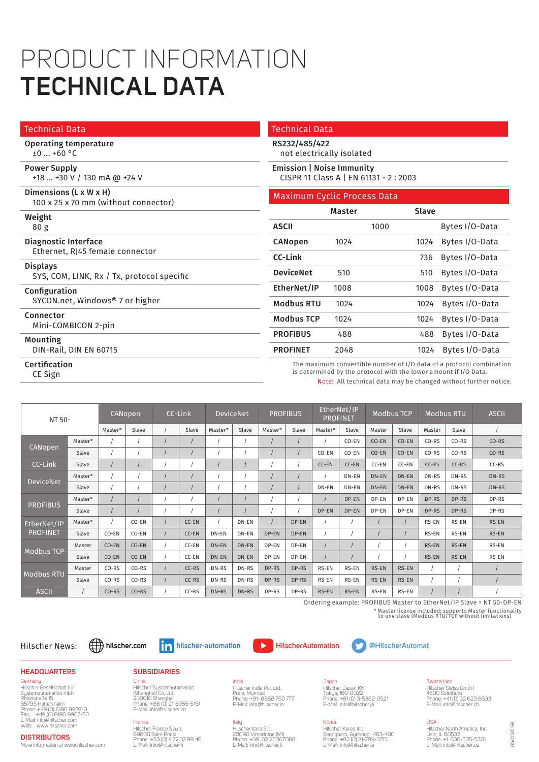# PRODUCT INFORMATION
# TECHNICAL DATA

## Technical Data

**Operating temperature**
±0 ... +60 °C

**Power Supply**
+18 ... +30 V / 130 mA @ +24 V

**Dimensions (L x W x H)**
100 x 25 x 70 mm (without connector)

**Weight**
80 g

**Diagnostic Interface**
Ethernet, RJ45 female connector

**Displays**
SYS, COM, LINK, Rx / Tx, protocol specific

**Configuration**
SYCON.net, Windows® 7 or higher

**Connector**
Mini-COMBICON 2-pin

**Mounting**
DIN-Rail, DIN EN 60715

**Certification**
CE Sign

## Technical Data

**RS232/485/422**
not electrically isolated

**Emission | Noise Immunity**
CISPR 11 Class A | EN 61131 - 2 : 2003

## Maximum Cyclic Process Data

| | Master | Slave | |
|---|---|---|---|
| **ASCII** | 1000 | | Bytes I/O-Data |
| **CANopen** | 1024 | 1024 | Bytes I/O-Data |
| **CC-Link** | | 736 | Bytes I/O-Data |
| **DeviceNet** | 510 | 510 | Bytes I/O-Data |
| **EtherNet/IP** | 1008 | 1008 | Bytes I/O-Data |
| **Modbus RTU** | 1024 | 1024 | Bytes I/O-Data |
| **Modbus TCP** | 1024 | 1024 | Bytes I/O-Data |
| **PROFIBUS** | 488 | 488 | Bytes I/O-Data |
| **PROFINET** | 2048 | 1024 | Bytes I/O-Data |

The maximum convertible number of I/O data of a protocol combination is determined by the protocol with the lower amount if I/O Data.

Note: All technical data may be changed without further notice.

| NT 50- | | CANopen | | CC-Link | | DeviceNet | | PROFIBUS | | EtherNet/IP PROFINET | | Modbus TCP | | Modbus RTU | | ASCII |
|---|---|---|---|---|---|---|---|---|---|---|---|---|---|---|---|---|
| | | Master* | Slave | / | Slave | Master* | Slave | Master* | Slave | Master* | Slave | Master | Slave | Master | Slave | / |
| CANopen | Master* | / | / | / | / | / | / | / | / | / | CO-EN | CO-EN | CO-EN | CO-RS | CO-RS | CO-RS |
| | Slave | / | / | / | / | / | / | / | / | CO-EN | CO-EN | CO-EN | CO-EN | CO-RS | CO-RS | CO-RS |
| CC-Link | Slave | / | / | / | / | / | / | / | / | CC-EN | CC-EN | CC-EN | CC-EN | CC-RS | CC-RS | CC-RS |
| DeviceNet | Master* | / | / | / | / | / | / | / | / | / | DN-EN | DN-EN | DN-EN | DN-RS | DN-RS | DN-RS |
| | Slave | / | / | / | / | / | / | / | / | DN-EN | DN-EN | DN-EN | DN-EN | DN-RS | DN-RS | DN-RS |
| PROFIBUS | Master* | / | / | / | / | / | / | / | / | / | DP-EN | DP-EN | DP-EN | DP-RS | DP-RS | DP-RS |
| | Slave | / | / | / | / | / | / | / | / | DP-EN | DP-EN | DP-EN | DP-EN | DP-RS | DP-RS | DP-RS |
| EtherNet/IP PROFINET | Master* | / | CO-EN | / | CC-EN | / | DN-EN | / | DP-EN | / | / | / | / | RS-EN | RS-EN | RS-EN |
| | Slave | CO-EN | CO-EN | / | CC-EN | DN-EN | DN-EN | DP-EN | DP-EN | / | / | / | / | RS-EN | RS-EN | RS-EN |
| Modbus TCP | Master | CO-EN | CO-EN | / | CC-EN | DN-EN | DN-EN | DP-EN | DP-EN | / | / | / | / | RS-EN | RS-EN | RS-EN |
| | Slave | CO-EN | CO-EN | / | CC-EN | DN-EN | DN-EN | DP-EN | DP-EN | / | / | / | / | RS-EN | RS-EN | RS-EN |
| Modbus RTU | Master | CO-RS | CO-RS | / | CC-RS | DN-RS | DN-RS | DP-RS | DP-RS | RS-EN | RS-EN | RS-EN | RS-EN | / | / | / |
| | Slave | CO-RS | CO-RS | / | CC-RS | DN-RS | DN-RS | DP-RS | DP-RS | RS-EN | RS-EN | RS-EN | RS-EN | / | / | / |
| ASCII | | / | CO-RS | CO-RS | / | CC-RS | DN-RS | DN-RS | DP-RS | DP-RS | RS-EN | RS-EN | RS-EN | RS-EN | / | / |

Ordering example: PROFIBUS Master to EtherNet/IP Slave = NT 50-DP-EN

* Master license included; supports Master functionality to one slave (Modbus RTU/TCP without limitations)

Hilscher News: hilscher.com | hilscher-automation | HilscherAutomation | @HilscherAutomat

**HEADQUARTERS**

Germany
Hilscher Gesellschaft für Systemautomation mbH
Rheinstraße 15
65795 Hattersheim
Phone: +49 (0) 6190 9907-0
Fax: +49 (0) 6190 9907-50
E-Mail: info@hilscher.com
Web: www.hilscher.com

**DISTRIBUTORS**

More information at www.hilscher.com

**SUBSIDIARIES**

China
Hilscher Systemautomation (Shanghai) Co. Ltd.
200010 Shanghai
Phone: +86 (0) 21-6355-5161
E-Mail: info@hilscher.cn

France
Hilscher France S.a.r.l.
69800 Saint Priest
Phone: +33 (0) 4 72 37 98 40
E-Mail: info@hilscher.fr

India
Hilscher India Pvt. Ltd.
Pune, Mumbai
Phone: +91- 8888 750 777
E-Mail: info@hilscher.in

Italy
Hilscher Italia S.r.l.
20090 Vimodrone (MI)
Phone: +39 02 25007068
E-Mail: info@hilscher.it

Japan
Hilscher Japan KK
Tokyo, 160-0022
Phone: +81 (0) 3-5362-0521
E-Mail: info@hilscher.jp

Korea
Hilscher Korea Inc.
Seongnam, Gueonggi, 463-400
Phone: +82 (0) 31-789-3715
E-Mail: info@hilscher.kr

Switzerland
Hilscher Swiss GmbH
4500 Solothurn
Phone: +41 (0) 32 623 6633
E-Mail: info@hilscher.ch

USA
Hilscher North America, Inc.
Lisle, IL 60532
Phone: +1 630-505-5301
E-Mail: info@hilscher.us

05/2020 GB